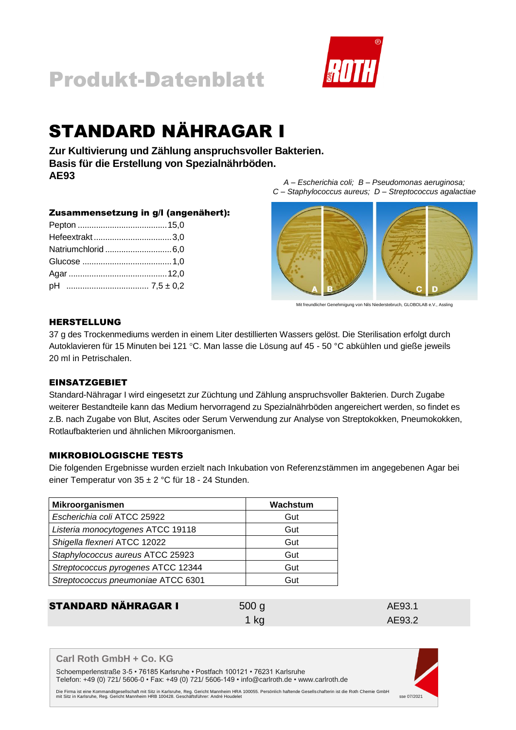# Produkt-Datenblatt

# STANDARD NÄHRAGAR I

**Zur Kultivierung und Zählung anspruchsvoller Bakterien.**
**Basis für die Erstellung von Spezialnährböden.**
**AE93**

*A – Escherichia coli; B – Pseudomonas aeruginosa; C – Staphylococcus aureus; D – Streptococcus agalactiae*

Mit freundlicher Genehmigung von Nils Niederstebruch, GLOBOLAB e.V., Assling

### Zusammensetzung in g/l (angenähert):

| | |
|---|---|
| Pepton | 15,0 |
| Hefeextrakt | 3,0 |
| Natriumchlorid | 6,0 |
| Glucose | 1,0 |
| Agar | 12,0 |
| pH | 7,5 ± 0,2 |

## HERSTELLUNG

37 g des Trockenmediums werden in einem Liter destillierten Wassers gelöst. Die Sterilisation erfolgt durch Autoklavieren für 15 Minuten bei 121 °C. Man lasse die Lösung auf 45 - 50 °C abkühlen und gieße jeweils 20 ml in Petrischalen.

## EINSATZGEBIET

Standard-Nähragar I wird eingesetzt zur Züchtung und Zählung anspruchsvoller Bakterien. Durch Zugabe weiterer Bestandteile kann das Medium hervorragend zu Spezialnährböden angereichert werden, so findet es z.B. nach Zugabe von Blut, Ascites oder Serum Verwendung zur Analyse von Streptokokken, Pneumokokken, Rotlaufbakterien und ähnlichen Mikroorganismen.

## MIKROBIOLOGISCHE TESTS

Die folgenden Ergebnisse wurden erzielt nach Inkubation von Referenzstämmen im angegebenen Agar bei einer Temperatur von 35 ± 2 °C für 18 - 24 Stunden.

| Mikroorganismen | Wachstum |
|---|---|
| *Escherichia coli* ATCC 25922 | Gut |
| *Listeria monocytogenes* ATCC 19118 | Gut |
| *Shigella flexneri* ATCC 12022 | Gut |
| *Staphylococcus aureus* ATCC 25923 | Gut |
| *Streptococcus pyrogenes* ATCC 12344 | Gut |
| *Streptococcus pneumoniae* ATCC 6301 | Gut |

| | | |
|---|---|---|
| **STANDARD NÄHRAGAR I** | 500 g | AE93.1 |
| | 1 kg | AE93.2 |

**Carl Roth GmbH + Co. KG**

Schoemperlenstraße 3-5 • 76185 Karlsruhe • Postfach 100121 • 76231 Karlsruhe
Telefon: +49 (0) 721/ 5606-0 • Fax: +49 (0) 721/ 5606-149 • info@carlroth.de • www.carlroth.de

Die Firma ist eine Kommanditgesellschaft mit Sitz in Karlsruhe, Reg. Gericht Mannheim HRA 100055. Persönlich haftende Gesellschafterin ist die Roth Chemie GmbH mit Sitz in Karlsruhe, Reg. Gericht Mannheim HRB 100428. Geschäftsführer: André Houdelet

sse 07/2021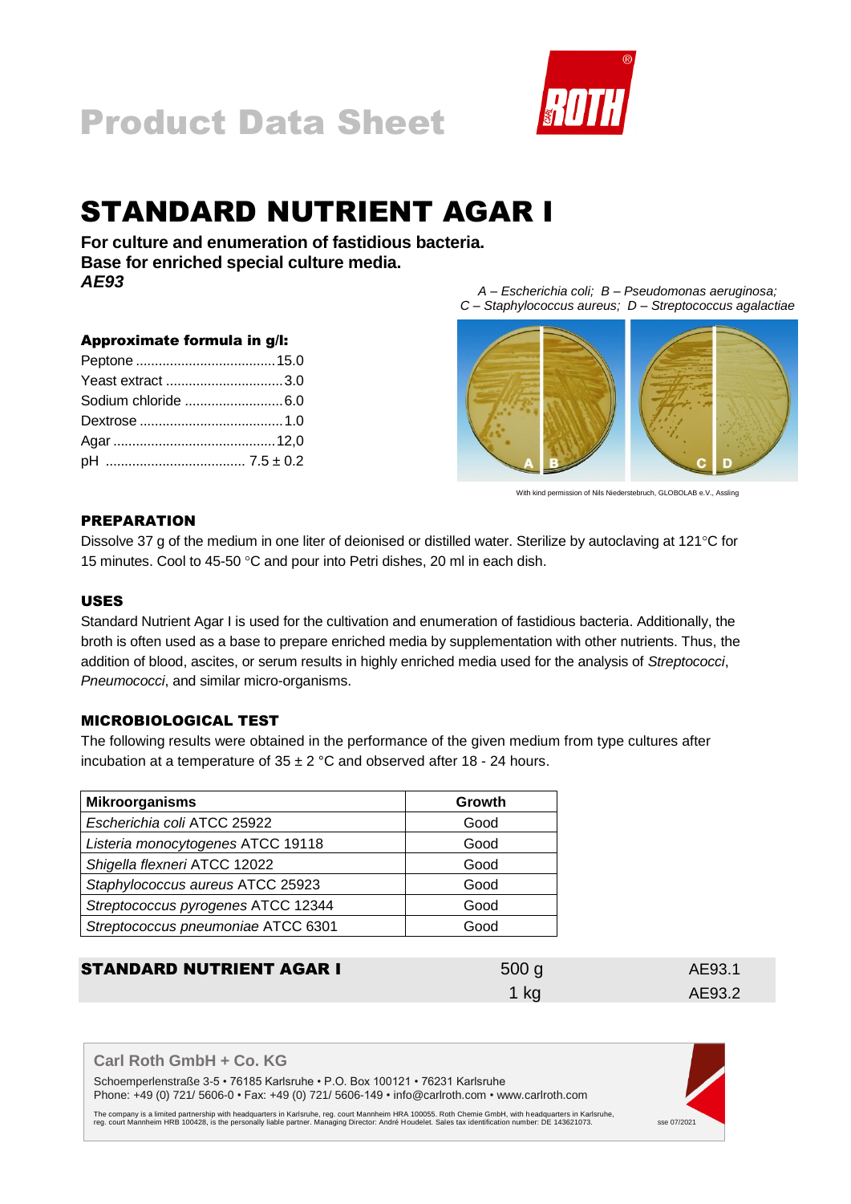# Product Data Sheet

# STANDARD NUTRIENT AGAR I

**For culture and enumeration of fastidious bacteria.**
**Base for enriched special culture media.**
***AE93***

*A – Escherichia coli; B – Pseudomonas aeruginosa;*
*C – Staphylococcus aureus; D – Streptococcus agalactiae*

With kind permission of Nils Niederstebruch, GLOBOLAB e.V., Assling

### Approximate formula in g/l:

| | |
|---|---|
| Peptone | 15.0 |
| Yeast extract | 3.0 |
| Sodium chloride | 6.0 |
| Dextrose | 1.0 |
| Agar | 12,0 |
| pH | 7.5 ± 0.2 |

### PREPARATION

Dissolve 37 g of the medium in one liter of deionised or distilled water. Sterilize by autoclaving at 121°C for 15 minutes. Cool to 45-50 °C and pour into Petri dishes, 20 ml in each dish.

### USES

Standard Nutrient Agar I is used for the cultivation and enumeration of fastidious bacteria. Additionally, the broth is often used as a base to prepare enriched media by supplementation with other nutrients. Thus, the addition of blood, ascites, or serum results in highly enriched media used for the analysis of *Streptococci*, *Pneumococci*, and similar micro-organisms.

### MICROBIOLOGICAL TEST

The following results were obtained in the performance of the given medium from type cultures after incubation at a temperature of 35 ± 2 °C and observed after 18 - 24 hours.

| Mikroorganisms | Growth |
|---|---|
| *Escherichia coli* ATCC 25922 | Good |
| *Listeria monocytogenes* ATCC 19118 | Good |
| *Shigella flexneri* ATCC 12022 | Good |
| *Staphylococcus aureus* ATCC 25923 | Good |
| *Streptococcus pyrogenes* ATCC 12344 | Good |
| *Streptococcus pneumoniae* ATCC 6301 | Good |

| STANDARD NUTRIENT AGAR I | | |
|---|---|---|
| | 500 g | AE93.1 |
| | 1 kg | AE93.2 |

**Carl Roth GmbH + Co. KG**

Schoemperlenstraße 3-5 • 76185 Karlsruhe • P.O. Box 100121 • 76231 Karlsruhe
Phone: +49 (0) 721/ 5606-0 • Fax: +49 (0) 721/ 5606-149 • info@carlroth.com • www.carlroth.com

The company is a limited partnership with headquarters in Karlsruhe, reg. court Mannheim HRA 100055. Roth Chemie GmbH, with headquarters in Karlsruhe, reg. court Mannheim HRB 100428, is the personally liable partner. Managing Director: André Houdelet. Sales tax identification number: DE 143621073.

sse 07/2021